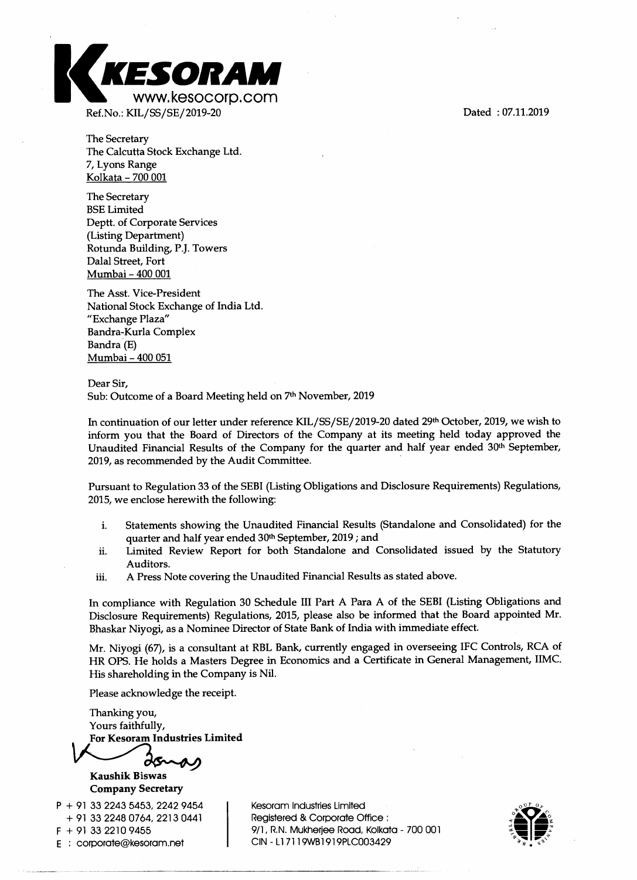**KESORAM**
www.kesocorp.com

Ref.No.: KIL/SS/SE/2019-20

Dated : 07.11.2019

The Secretary
The Calcutta Stock Exchange Ltd.
7, Lyons Range
Kolkata – 700 001

The Secretary
BSE Limited
Deptt. of Corporate Services
(Listing Department)
Rotunda Building, P.J. Towers
Dalal Street, Fort
Mumbai – 400 001

The Asst. Vice-President
National Stock Exchange of India Ltd.
"Exchange Plaza"
Bandra-Kurla Complex
Bandra (E)
Mumbai – 400 051

Dear Sir,

Sub: Outcome of a Board Meeting held on 7th November, 2019

In continuation of our letter under reference KIL/SS/SE/2019-20 dated 29th October, 2019, we wish to inform you that the Board of Directors of the Company at its meeting held today approved the Unaudited Financial Results of the Company for the quarter and half year ended 30th September, 2019, as recommended by the Audit Committee.

Pursuant to Regulation 33 of the SEBI (Listing Obligations and Disclosure Requirements) Regulations, 2015, we enclose herewith the following:

i. Statements showing the Unaudited Financial Results (Standalone and Consolidated) for the quarter and half year ended 30th September, 2019 ; and
ii. Limited Review Report for both Standalone and Consolidated issued by the Statutory Auditors.
iii. A Press Note covering the Unaudited Financial Results as stated above.

In compliance with Regulation 30 Schedule III Part A Para A of the SEBI (Listing Obligations and Disclosure Requirements) Regulations, 2015, please also be informed that the Board appointed Mr. Bhaskar Niyogi, as a Nominee Director of State Bank of India with immediate effect.

Mr. Niyogi (67), is a consultant at RBL Bank, currently engaged in overseeing IFC Controls, RCA of HR OPS. He holds a Masters Degree in Economics and a Certificate in General Management, IIMC. His shareholding in the Company is Nil.

Please acknowledge the receipt.

Thanking you,
Yours faithfully,
**For Kesoram Industries Limited**

**Kaushik Biswas**
**Company Secretary**

P + 91 33 2243 5453, 2242 9454
+ 91 33 2248 0764, 2213 0441
F + 91 33 2210 9455
E : corporate@kesoram.net

Kesoram Industries Limited
Registered & Corporate Office :
9/1, R.N. Mukherjee Road, Kolkata - 700 001
CIN - L17119WB1919PLC003429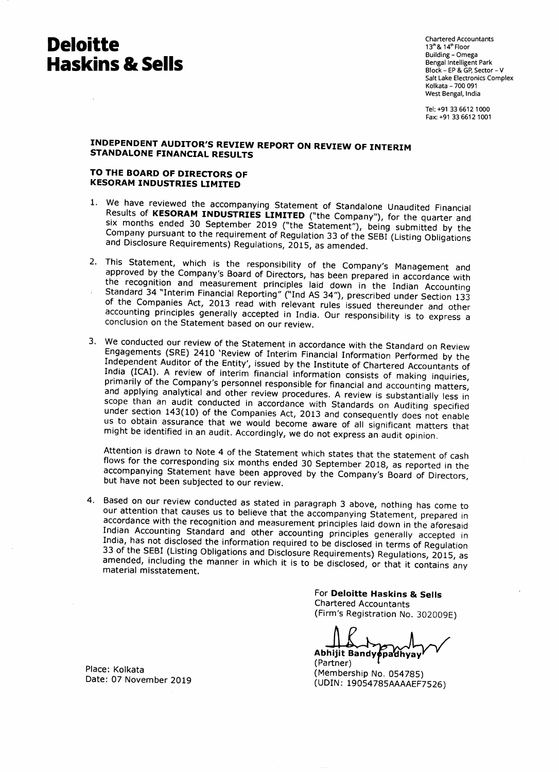# Deloitte Haskins & Sells

Chartered Accountants
13[th] & 14[th] Floor
Building - Omega
Bengal Intelligent Park
Block - EP & GP, Sector - V
Salt Lake Electronics Complex
Kolkata - 700 091
West Bengal, India

Tel: +91 33 6612 1000
Fax: +91 33 6612 1001

## INDEPENDENT AUDITOR'S REVIEW REPORT ON REVIEW OF INTERIM STANDALONE FINANCIAL RESULTS

### TO THE BOARD OF DIRECTORS OF KESORAM INDUSTRIES LIMITED

1. We have reviewed the accompanying Statement of Standalone Unaudited Financial Results of **KESORAM INDUSTRIES LIMITED** ("the Company"), for the quarter and six months ended 30 September 2019 ("the Statement"), being submitted by the Company pursuant to the requirement of Regulation 33 of the SEBI (Listing Obligations and Disclosure Requirements) Regulations, 2015, as amended.

2. This Statement, which is the responsibility of the Company's Management and approved by the Company's Board of Directors, has been prepared in accordance with the recognition and measurement principles laid down in the Indian Accounting Standard 34 "Interim Financial Reporting" ("Ind AS 34"), prescribed under Section 133 of the Companies Act, 2013 read with relevant rules issued thereunder and other accounting principles generally accepted in India. Our responsibility is to express a conclusion on the Statement based on our review.

3. We conducted our review of the Statement in accordance with the Standard on Review Engagements (SRE) 2410 'Review of Interim Financial Information Performed by the Independent Auditor of the Entity', issued by the Institute of Chartered Accountants of India (ICAI). A review of interim financial information consists of making inquiries, primarily of the Company's personnel responsible for financial and accounting matters, and applying analytical and other review procedures. A review is substantially less in scope than an audit conducted in accordance with Standards on Auditing specified under section 143(10) of the Companies Act, 2013 and consequently does not enable us to obtain assurance that we would become aware of all significant matters that might be identified in an audit. Accordingly, we do not express an audit opinion.

   Attention is drawn to Note 4 of the Statement which states that the statement of cash flows for the corresponding six months ended 30 September 2018, as reported in the accompanying Statement have been approved by the Company's Board of Directors, but have not been subjected to our review.

4. Based on our review conducted as stated in paragraph 3 above, nothing has come to our attention that causes us to believe that the accompanying Statement, prepared in accordance with the recognition and measurement principles laid down in the aforesaid Indian Accounting Standard and other accounting principles generally accepted in India, has not disclosed the information required to be disclosed in terms of Regulation 33 of the SEBI (Listing Obligations and Disclosure Requirements) Regulations, 2015, as amended, including the manner in which it is to be disclosed, or that it contains any material misstatement.

For **Deloitte Haskins & Sells**
Chartered Accountants
(Firm's Registration No. 302009E)

**Abhijit Bandyopadhyay**
(Partner)
(Membership No. 054785)
(UDIN: 19054785AAAAEF7526)

Place: Kolkata
Date: 07 November 2019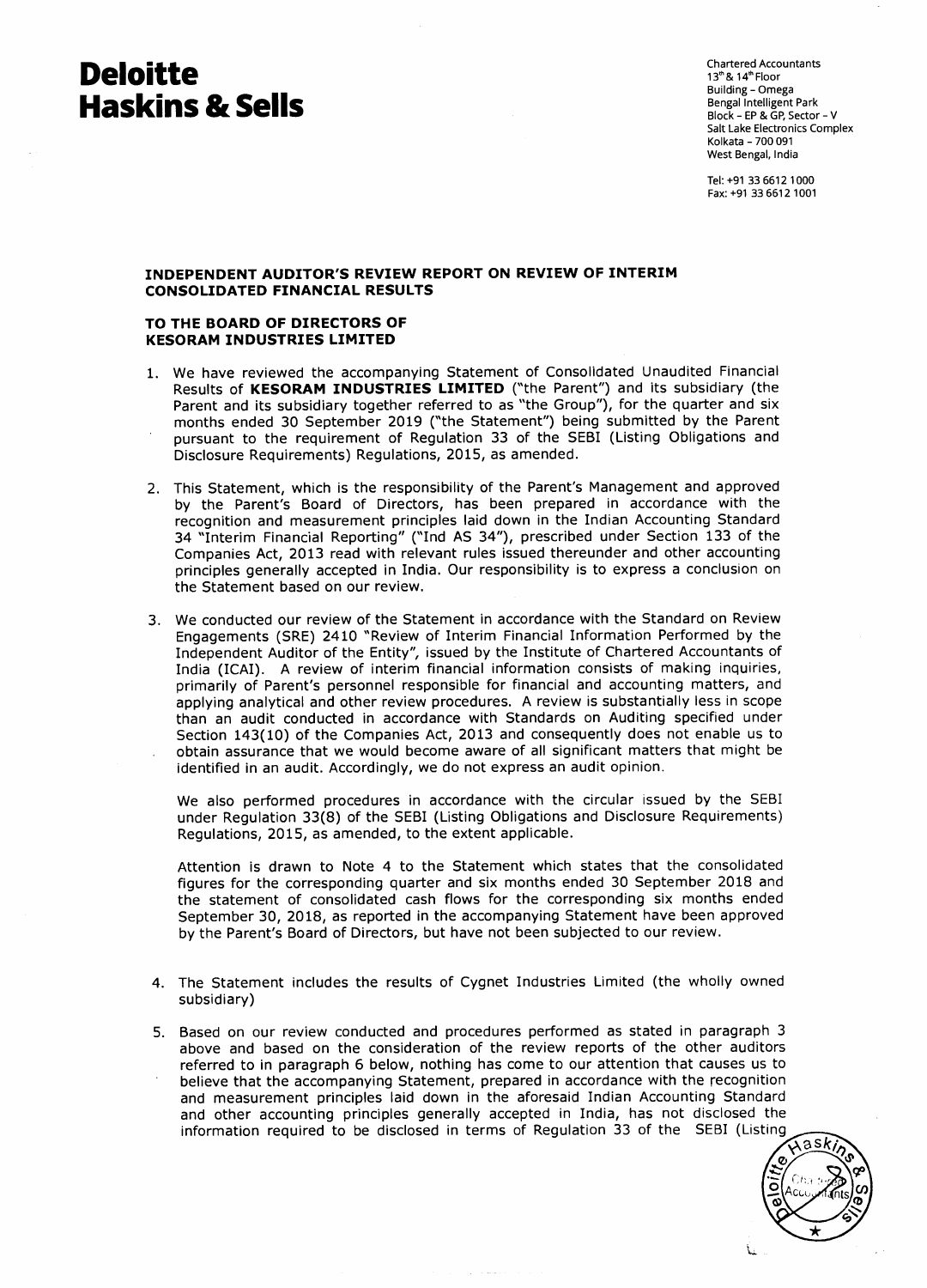# Deloitte Haskins & Sells

Chartered Accountants
13th & 14th Floor
Building - Omega
Bengal Intelligent Park
Block - EP & GP, Sector - V
Salt Lake Electronics Complex
Kolkata - 700 091
West Bengal, India

Tel: +91 33 6612 1000
Fax: +91 33 6612 1001

**INDEPENDENT AUDITOR'S REVIEW REPORT ON REVIEW OF INTERIM CONSOLIDATED FINANCIAL RESULTS**

**TO THE BOARD OF DIRECTORS OF KESORAM INDUSTRIES LIMITED**

1. We have reviewed the accompanying Statement of Consolidated Unaudited Financial Results of **KESORAM INDUSTRIES LIMITED** ("the Parent") and its subsidiary (the Parent and its subsidiary together referred to as "the Group"), for the quarter and six months ended 30 September 2019 ("the Statement") being submitted by the Parent pursuant to the requirement of Regulation 33 of the SEBI (Listing Obligations and Disclosure Requirements) Regulations, 2015, as amended.

2. This Statement, which is the responsibility of the Parent's Management and approved by the Parent's Board of Directors, has been prepared in accordance with the recognition and measurement principles laid down in the Indian Accounting Standard 34 "Interim Financial Reporting" ("Ind AS 34"), prescribed under Section 133 of the Companies Act, 2013 read with relevant rules issued thereunder and other accounting principles generally accepted in India. Our responsibility is to express a conclusion on the Statement based on our review.

3. We conducted our review of the Statement in accordance with the Standard on Review Engagements (SRE) 2410 "Review of Interim Financial Information Performed by the Independent Auditor of the Entity", issued by the Institute of Chartered Accountants of India (ICAI). A review of interim financial information consists of making inquiries, primarily of Parent's personnel responsible for financial and accounting matters, and applying analytical and other review procedures. A review is substantially less in scope than an audit conducted in accordance with Standards on Auditing specified under Section 143(10) of the Companies Act, 2013 and consequently does not enable us to obtain assurance that we would become aware of all significant matters that might be identified in an audit. Accordingly, we do not express an audit opinion.

   We also performed procedures in accordance with the circular issued by the SEBI under Regulation 33(8) of the SEBI (Listing Obligations and Disclosure Requirements) Regulations, 2015, as amended, to the extent applicable.

   Attention is drawn to Note 4 to the Statement which states that the consolidated figures for the corresponding quarter and six months ended 30 September 2018 and the statement of consolidated cash flows for the corresponding six months ended September 30, 2018, as reported in the accompanying Statement have been approved by the Parent's Board of Directors, but have not been subjected to our review.

4. The Statement includes the results of Cygnet Industries Limited (the wholly owned subsidiary)

5. Based on our review conducted and procedures performed as stated in paragraph 3 above and based on the consideration of the review reports of the other auditors referred to in paragraph 6 below, nothing has come to our attention that causes us to believe that the accompanying Statement, prepared in accordance with the recognition and measurement principles laid down in the aforesaid Indian Accounting Standard and other accounting principles generally accepted in India, has not disclosed the information required to be disclosed in terms of Regulation 33 of the SEBI (Listing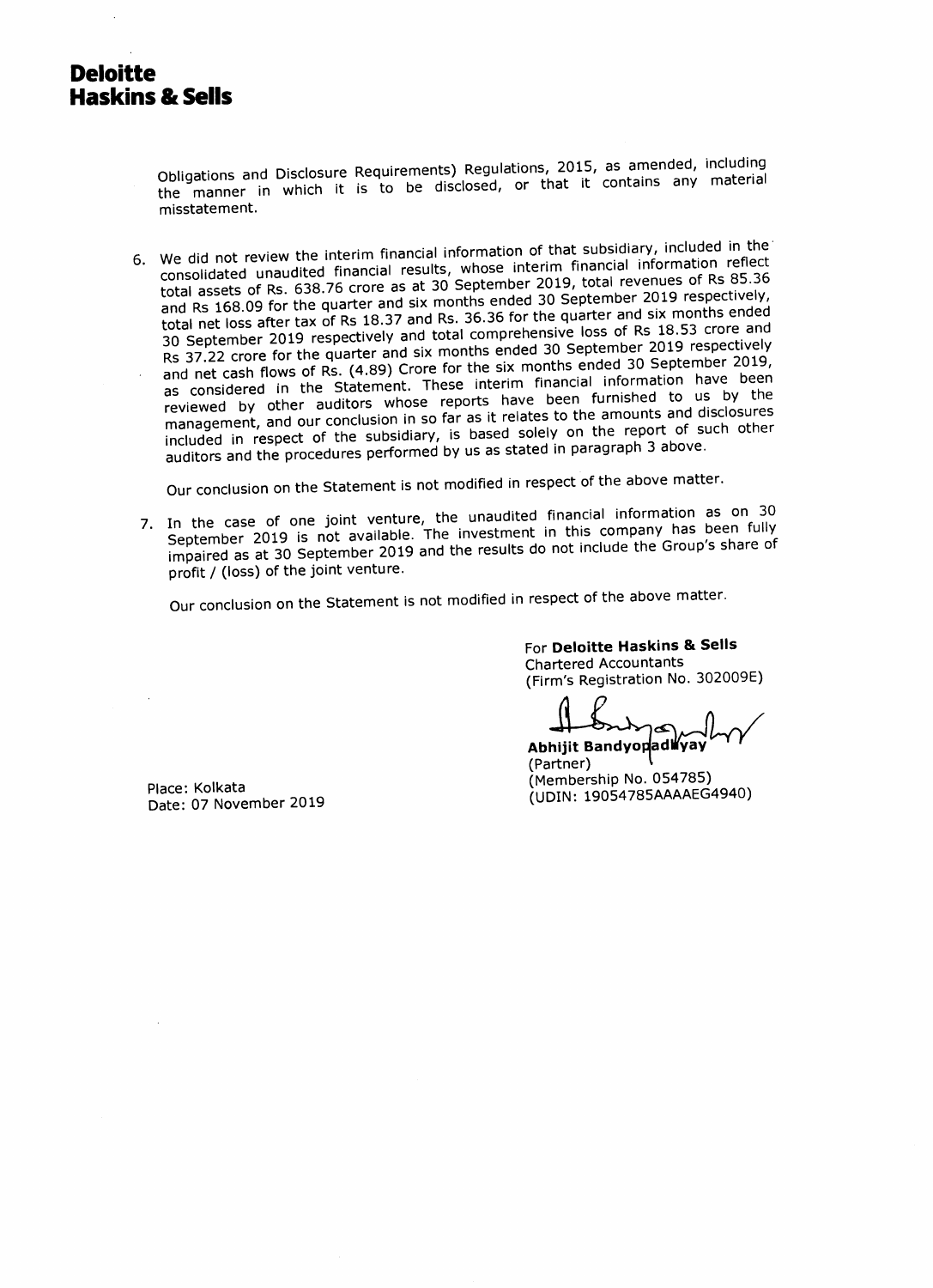**Deloitte Haskins & Sells**

Obligations and Disclosure Requirements) Regulations, 2015, as amended, including the manner in which it is to be disclosed, or that it contains any material misstatement.

6. We did not review the interim financial information of that subsidiary, included in the consolidated unaudited financial results, whose interim financial information reflect total assets of Rs. 638.76 crore as at 30 September 2019, total revenues of Rs 85.36 and Rs 168.09 for the quarter and six months ended 30 September 2019 respectively, total net loss after tax of Rs 18.37 and Rs. 36.36 for the quarter and six months ended 30 September 2019 respectively and total comprehensive loss of Rs 18.53 crore and Rs 37.22 crore for the quarter and six months ended 30 September 2019 respectively and net cash flows of Rs. (4.89) Crore for the six months ended 30 September 2019, as considered in the Statement. These interim financial information have been reviewed by other auditors whose reports have been furnished to us by the management, and our conclusion in so far as it relates to the amounts and disclosures included in respect of the subsidiary, is based solely on the report of such other auditors and the procedures performed by us as stated in paragraph 3 above.

   Our conclusion on the Statement is not modified in respect of the above matter.

7. In the case of one joint venture, the unaudited financial information as on 30 September 2019 is not available. The investment in this company has been fully impaired as at 30 September 2019 and the results do not include the Group's share of profit / (loss) of the joint venture.

   Our conclusion on the Statement is not modified in respect of the above matter.

For **Deloitte Haskins & Sells**
Chartered Accountants
(Firm's Registration No. 302009E)

**Abhijit Bandyopadhyay**
(Partner)
(Membership No. 054785)
(UDIN: 19054785AAAAEG4940)

Place: Kolkata
Date: 07 November 2019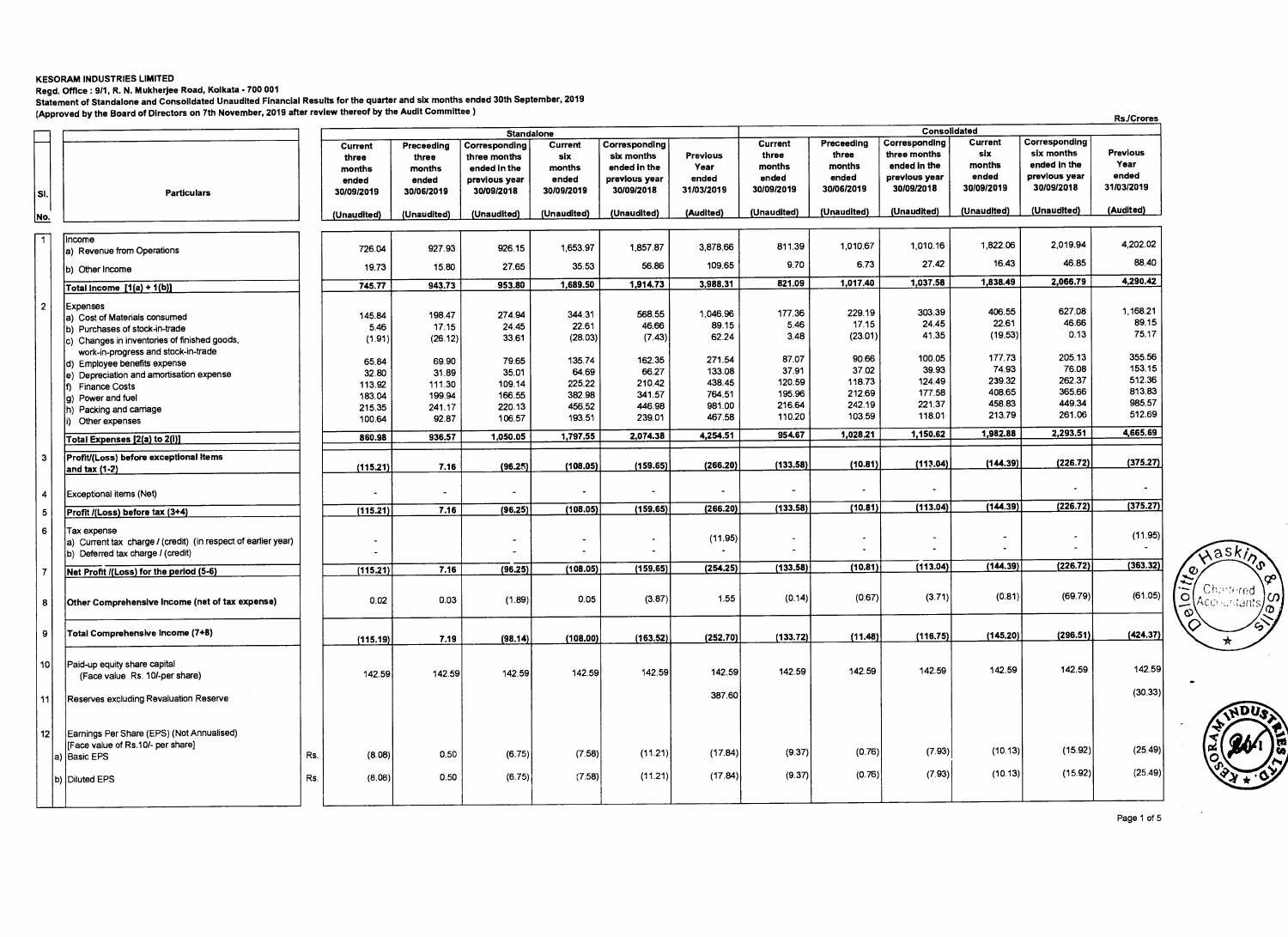**KESORAM INDUSTRIES LIMITED**

**Regd. Office : 9/1, R. N. Mukherjee Road, Kolkata - 700 001**

**Statement of Standalone and Consolidated Unaudited Financial Results for the quarter and six months ended 30th September, 2019**

**(Approved by the Board of Directors on 7th November, 2019 after review thereof by the Audit Committee )**

Rs./Crores

| Sl. No. | Particulars | | Standalone | | | | | | Consolidated | | | | | |
|---|---|---|---|---|---|---|---|---|---|---|---|---|---|---|
| | | | Current three months ended 30/09/2019 | Preceeding three months ended 30/06/2019 | Corresponding three months ended in the previous year 30/09/2018 | Current six months ended 30/09/2019 | Corresponding six months ended in the previous year 30/09/2018 | Previous Year ended 31/03/2019 | Current three months ended 30/09/2019 | Preceeding three months ended 30/06/2019 | Corresponding three months ended in the previous year 30/09/2018 | Current six months ended 30/09/2019 | Corresponding six months ended in the previous year 30/09/2018 | Previous Year ended 31/03/2019 |
| | | | (Unaudited) | (Unaudited) | (Unaudited) | (Unaudited) | (Unaudited) | (Audited) | (Unaudited) | (Unaudited) | (Unaudited) | (Unaudited) | (Unaudited) | (Audited) |
| 1 | Income<br>a) Revenue from Operations | | 726.04 | 927.93 | 926.15 | 1,653.97 | 1,857.87 | 3,878.66 | 811.39 | 1,010.67 | 1,010.16 | 1,822.06 | 2,019.94 | 4,202.02 |
| | b) Other Income | | 19.73 | 15.80 | 27.65 | 35.53 | 56.86 | 109.65 | 9.70 | 6.73 | 27.42 | 16.43 | 46.85 | 88.40 |
| | Total Income [1(a) + 1(b)] | | 745.77 | 943.73 | 953.80 | 1,689.50 | 1,914.73 | 3,988.31 | 821.09 | 1,017.40 | 1,037.58 | 1,838.49 | 2,066.79 | 4,290.42 |
| 2 | Expenses<br>a) Cost of Materials consumed | | 145.84 | 198.47 | 274.94 | 344.31 | 568.55 | 1,046.96 | 177.36 | 229.19 | 303.39 | 406.55 | 627.08 | 1,168.21 |
| | b) Purchases of stock-in-trade | | 5.46 | 17.15 | 24.45 | 22.61 | 46.66 | 89.15 | 5.46 | 17.15 | 24.45 | 22.61 | 46.66 | 89.15 |
| | c) Changes in inventories of finished goods, work-in-progress and stock-in-trade | | (1.91) | (26.12) | 33.61 | (28.03) | (7.43) | 62.24 | 3.48 | (23.01) | 41.35 | (19.53) | 0.13 | 75.17 |
| | d) Employee benefits expense | | 65.84 | 69.90 | 79.65 | 135.74 | 162.35 | 271.54 | 87.07 | 90.66 | 100.05 | 177.73 | 205.13 | 355.56 |
| | e) Depreciation and amortisation expense | | 32.80 | 31.89 | 35.01 | 64.69 | 66.27 | 133.08 | 37.91 | 37.02 | 39.93 | 74.93 | 76.08 | 153.15 |
| | f) Finance Costs | | 113.92 | 111.30 | 109.14 | 225.22 | 210.42 | 438.45 | 120.59 | 118.73 | 124.49 | 239.32 | 262.37 | 512.36 |
| | g) Power and fuel | | 183.04 | 199.94 | 166.55 | 382.98 | 341.57 | 764.51 | 195.96 | 212.69 | 177.58 | 408.65 | 365.66 | 813.83 |
| | h) Packing and carriage | | 215.35 | 241.17 | 220.13 | 456.52 | 446.98 | 981.00 | 216.64 | 242.19 | 221.37 | 458.83 | 449.34 | 985.57 |
| | i) Other expenses | | 100.64 | 92.87 | 106.57 | 193.51 | 239.01 | 467.58 | 110.20 | 103.59 | 118.01 | 213.79 | 261.06 | 512.69 |
| | Total Expenses [2(a) to 2(i)] | | 860.98 | 936.57 | 1,050.05 | 1,797.55 | 2,074.38 | 4,254.51 | 954.67 | 1,028.21 | 1,150.62 | 1,982.88 | 2,293.51 | 4,665.69 |
| 3 | Profit/(Loss) before exceptional items and tax (1-2) | | (115.21) | 7.16 | (96.25) | (108.05) | (159.65) | (266.20) | (133.58) | (10.81) | (113.04) | (144.39) | (226.72) | (375.27) |
| 4 | Exceptional items (Net) | | - | - | - | - | - | - | - | - | - | | - | - |
| 5 | Profit /(Loss) before tax (3+4) | | (115.21) | 7.16 | (96.25) | (108.05) | (159.65) | (266.20) | (133.58) | (10.81) | (113.04) | (144.39) | (226.72) | (375.27) |
| 6 | Tax expense<br>a) Current tax charge / (credit) (in respect of earlier year) | | - | | - | - | - | (11.95) | - | - | - | - | - | (11.95) |
| | b) Deferred tax charge / (credit) | | - | | - | - | - | - | - | - | - | - | - | - |
| 7 | Net Profit /(Loss) for the period (5-6) | | (115.21) | 7.16 | (96.25) | (108.05) | (159.65) | (254.25) | (133.58) | (10.81) | (113.04) | (144.39) | (226.72) | (363.32) |
| 8 | Other Comprehensive Income (net of tax expense) | | 0.02 | 0.03 | (1.89) | 0.05 | (3.87) | 1.55 | (0.14) | (0.67) | (3.71) | (0.81) | (69.79) | (61.05) |
| 9 | Total Comprehensive Income (7+8) | | (115.19) | 7.19 | (98.14) | (108.00) | (163.52) | (252.70) | (133.72) | (11.48) | (116.75) | (145.20) | (296.51) | (424.37) |
| 10 | Paid-up equity share capital (Face value Rs. 10/-per share) | | 142.59 | 142.59 | 142.59 | 142.59 | 142.59 | 142.59 | 142.59 | 142.59 | 142.59 | 142.59 | 142.59 | 142.59 |
| 11 | Reserves excluding Revaluation Reserve | | | | | | | 387.60 | | | | | | (30.33) |
| 12 | Earnings Per Share (EPS) (Not Annualised) [Face value of Rs.10/- per share]<br>a) Basic EPS | Rs. | (8.08) | 0.50 | (6.75) | (7.58) | (11.21) | (17.84) | (9.37) | (0.76) | (7.93) | (10.13) | (15.92) | (25.49) |
| | b) Diluted EPS | Rs. | (8.08) | 0.50 | (6.75) | (7.58) | (11.21) | (17.84) | (9.37) | (0.76) | (7.93) | (10.13) | (15.92) | (25.49) |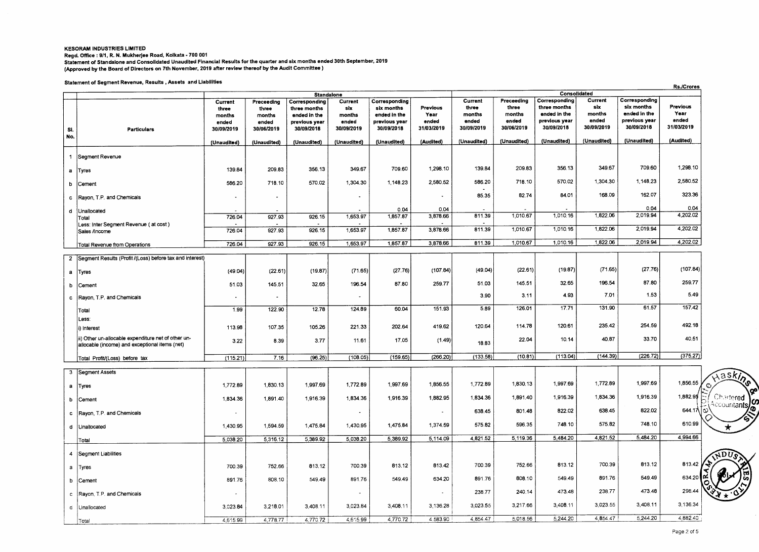**KESORAM INDUSTRIES LIMITED**

**Regd. Office : 9/1, R. N. Mukherjee Road, Kolkata - 700 001**

**Statement of Standalone and Consolidated Unaudited Financial Results for the quarter and six months ended 30th September, 2019**

**(Approved by the Board of Directors on 7th November, 2019 after review thereof by the Audit Committee )**

**Statement of Segment Revenue, Results , Assets and Liabilities**

Rs./Crores

| Sl. No. | Particulars | Standalone | | | | | | Consolidated | | | | | |
|---|---|---|---|---|---|---|---|---|---|---|---|---|---|
| | | Current three months ended 30/09/2019 | Preceeding three months ended 30/06/2019 | Corresponding three months ended in the previous year 30/09/2018 | Current six months ended 30/09/2019 | Corresponding six months ended in the previous year 30/09/2018 | Previous Year ended 31/03/2019 | Current three months ended 30/09/2019 | Preceeding three months ended 30/06/2019 | Corresponding three months ended in the previous year 30/09/2018 | Current six months ended 30/09/2019 | Corresponding six months ended in the previous year 30/09/2018 | Previous Year ended 31/03/2019 |
| | | (Unaudited) | (Unaudited) | (Unaudited) | (Unaudited) | (Unaudited) | (Audited) | (Unaudited) | (Unaudited) | (Unaudited) | (Unaudited) | (Unaudited) | (Audited) |
| 1 | Segment Revenue | | | | | | | | | | | | |
| a | Tyres | 139.84 | 209.83 | 356.13 | 349.67 | 709.60 | 1,298.10 | 139.84 | 209.83 | 356.13 | 349.67 | 709.60 | 1,298.10 |
| b | Cement | 586.20 | 718.10 | 570.02 | 1,304.30 | 1,148.23 | 2,580.52 | 586.20 | 718.10 | 570.02 | 1,304.30 | 1,148.23 | 2,580.52 |
| c | Rayon, T.P. and Chemicals | - | - | | - | | - | 85.35 | 82.74 | 84.01 | 168.09 | 162.07 | 323.36 |
| d | Unallocated | - | - | | - | 0.04 | 0.04 | - | - | - | | 0.04 | 0.04 |
| | Total | 726.04 | 927.93 | 926.15 | 1,653.97 | 1,857.87 | 3,878.66 | 811.39 | 1,010.67 | 1,010.16 | 1,822.06 | 2,019.94 | 4,202.02 |
| | Less: Inter Segment Revenue ( at cost ) | - | - | - | - | - | - | - | | | | | |
| | Sales /Income | 726.04 | 927.93 | 926.15 | 1,653.97 | 1,857.87 | 3,878.66 | 811.39 | 1,010.67 | 1,010.16 | 1,822.06 | 2,019.94 | 4,202.02 |
| | Total Revenue from Operations | 726.04 | 927.93 | 926.15 | 1,653.97 | 1,857.87 | 3,878.66 | 811.39 | 1,010.67 | 1,010.16 | 1,822.06 | 2,019.94 | 4,202.02 |
| 2 | Segment Results (Profit /(Loss) before tax and interest) | | | | | | | | | | | | |
| a | Tyres | (49.04) | (22.61) | (19.87) | (71.65) | (27.76) | (107.84) | (49.04) | (22.61) | (19.87) | (71.65) | (27.76) | (107.84) |
| b | Cement | 51.03 | 145.51 | 32.65 | 196.54 | 87.80 | 259.77 | 51.03 | 145.51 | 32.65 | 196.54 | 87.80 | 259.77 |
| c | Rayon, T.P. and Chemicals | - | - | | - | | | 3.90 | 3.11 | 4.93 | 7.01 | 1.53 | 5.49 |
| | Total | 1.99 | 122.90 | 12.78 | 124.89 | 60.04 | 151.93 | 5.89 | 126.01 | 17.71 | 131.90 | 61.57 | 157.42 |
| | Less: | | | | | | | | | | | | |
| | i) Interest | 113.98 | 107.35 | 105.26 | 221.33 | 202.64 | 419.62 | 120.64 | 114.78 | 120.61 | 235.42 | 254.59 | 492.18 |
| | ii) Other un-allocable expenditure net of other un-allocable (income) and exceptional items (net) | 3.22 | 8.39 | 3.77 | 11.61 | 17.05 | (1.49) | 18.83 | 22.04 | 10.14 | 40.87 | 33.70 | 40.51 |
| | Total Profit/(Loss) before tax | (115.21) | 7.16 | (96.25) | (108.05) | (159.65) | (266.20) | (133.58) | (10.81) | (113.04) | (144.39) | (226.72) | (375.27) |
| 3 | Segment Assets | | | | | | | | | | | | |
| a | Tyres | 1,772.89 | 1,830.13 | 1,997.69 | 1,772.89 | 1,997.69 | 1,856.55 | 1,772.89 | 1,830.13 | 1,997.69 | 1,772.89 | 1,997.69 | 1,856.55 |
| b | Cement | 1,834.36 | 1,891.40 | 1,916.39 | 1,834.36 | 1,916.39 | 1,882.95 | 1,834.36 | 1,891.40 | 1,916.39 | 1,834.36 | 1,916.39 | 1,882.95 |
| c | Rayon, T.P. and Chemicals | - | | | - | | - | 638.45 | 801.48 | 822.02 | 638.45 | 822.02 | 644.17 |
| d | Unallocated | 1,430.95 | 1,594.59 | 1,475.84 | 1,430.95 | 1,475.84 | 1,374.59 | 575.82 | 596.35 | 748.10 | 575.82 | 748.10 | 610.99 |
| | Total | 5,038.20 | 5,316.12 | 5,389.92 | 5,038.20 | 5,389.92 | 5,114.09 | 4,821.52 | 5,119.36 | 5,484.20 | 4,821.52 | 5,484.20 | 4,994.66 |
| 4 | Segment Liabilities | | | | | | | | | | | | |
| a | Tyres | 700.39 | 752.66 | 813.12 | 700.39 | 813.12 | 813.42 | 700.39 | 752.66 | 813.12 | 700.39 | 813.12 | 813.42 |
| b | Cement | 891.76 | 808.10 | 549.49 | 891.76 | 549.49 | 634.20 | 891.76 | 808.10 | 549.49 | 891.76 | 549.49 | 634.20 |
| c | Rayon, T.P. and Chemicals | - | | | - | | - | 238.77 | 240.14 | 473.48 | 238.77 | 473.48 | 298.44 |
| d | Unallocated | 3,023.84 | 3,218.01 | 3,408.11 | 3,023.84 | 3,408.11 | 3,136.28 | 3,023.55 | 3,217.66 | 3,408.11 | 3,023.55 | 3,408.11 | 3,136.34 |
| | Total | 4,615.99 | 4,778.77 | 4,770.72 | 4,615.99 | 4,770.72 | 4,583.90 | 4,854.47 | 5,018.56 | 5,244.20 | 4,854.47 | 5,244.20 | 4,882.40 |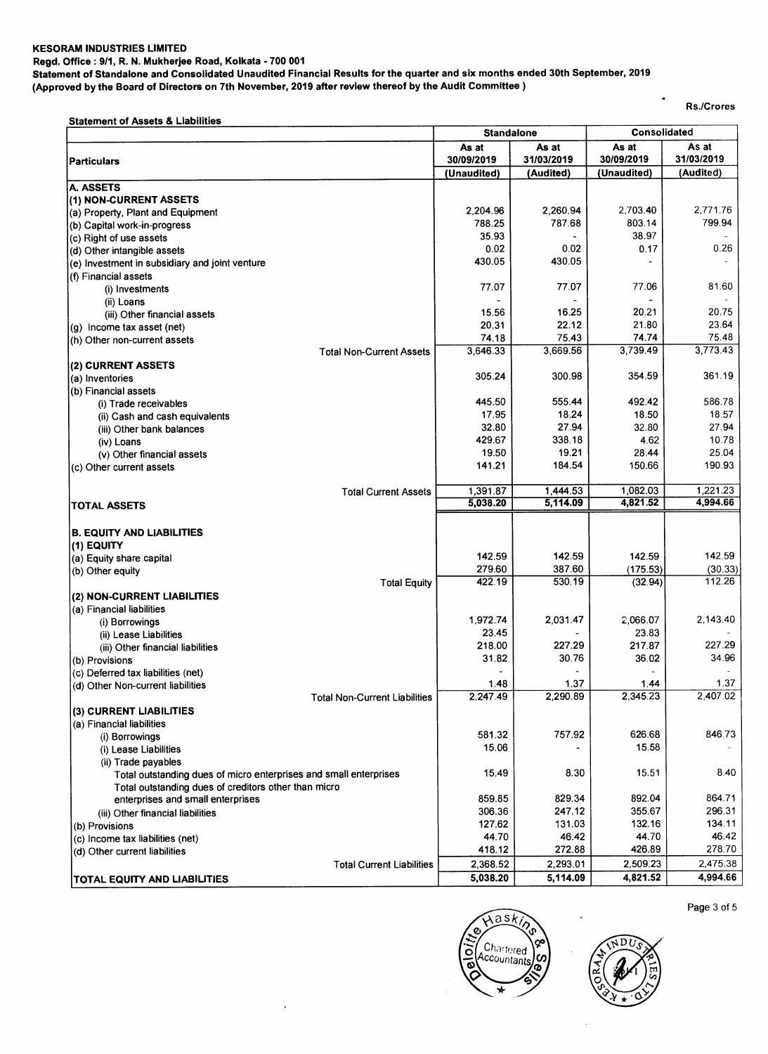**KESORAM INDUSTRIES LIMITED**

**Regd. Office : 9/1, R. N. Mukherjee Road, Kolkata - 700 001**

**Statement of Standalone and Consolidated Unaudited Financial Results for the quarter and six months ended 30th September, 2019**

**(Approved by the Board of Directors on 7th November, 2019 after review thereof by the Audit Committee )**

Rs./Crores

**Statement of Assets & Liabilities**

| Particulars | Standalone | | Consolidated | |
|---|---|---|---|---|
| | As at 30/09/2019 (Unaudited) | As at 31/03/2019 (Audited) | As at 30/09/2019 (Unaudited) | As at 31/03/2019 (Audited) |
| **A. ASSETS** | | | | |
| **(1) NON-CURRENT ASSETS** | | | | |
| (a) Property, Plant and Equipment | 2,204.96 | 2,260.94 | 2,703.40 | 2,771.76 |
| (b) Capital work-in-progress | 788.25 | 787.68 | 803.14 | 799.94 |
| (c) Right of use assets | 35.93 | - | 38.97 | - |
| (d) Other intangible assets | 0.02 | 0.02 | 0.17 | 0.26 |
| (e) Investment in subsidiary and joint venture | 430.05 | 430.05 | - | - |
| (f) Financial assets | | | | |
| (i) Investments | 77.07 | 77.07 | 77.06 | 81.60 |
| (ii) Loans | - | - | - | - |
| (iii) Other financial assets | 15.56 | 16.25 | 20.21 | 20.75 |
| (g) Income tax asset (net) | 20.31 | 22.12 | 21.80 | 23.64 |
| (h) Other non-current assets | 74.18 | 75.43 | 74.74 | 75.48 |
| Total Non-Current Assets | 3,646.33 | 3,669.56 | 3,739.49 | 3,773.43 |
| **(2) CURRENT ASSETS** | | | | |
| (a) Inventories | 305.24 | 300.98 | 354.59 | 361.19 |
| (b) Financial assets | | | | |
| (i) Trade receivables | 445.50 | 555.44 | 492.42 | 586.78 |
| (ii) Cash and cash equivalents | 17.95 | 18.24 | 18.50 | 18.57 |
| (iii) Other bank balances | 32.80 | 27.94 | 32.80 | 27.94 |
| (iv) Loans | 429.67 | 338.18 | 4.62 | 10.78 |
| (v) Other financial assets | 19.50 | 19.21 | 28.44 | 25.04 |
| (c) Other current assets | 141.21 | 184.54 | 150.66 | 190.93 |
| Total Current Assets | 1,391.87 | 1,444.53 | 1,082.03 | 1,221.23 |
| **TOTAL ASSETS** | 5,038.20 | 5,114.09 | 4,821.52 | 4,994.66 |
| **B. EQUITY AND LIABILITIES** | | | | |
| **(1) EQUITY** | | | | |
| (a) Equity share capital | 142.59 | 142.59 | 142.59 | 142.59 |
| (b) Other equity | 279.60 | 387.60 | (175.53) | (30.33) |
| Total Equity | 422.19 | 530.19 | (32.94) | 112.26 |
| **(2) NON-CURRENT LIABILITIES** | | | | |
| (a) Financial liabilities | | | | |
| (i) Borrowings | 1,972.74 | 2,031.47 | 2,066.07 | 2,143.40 |
| (ii) Lease Liabilities | 23.45 | - | 23.83 | - |
| (iii) Other financial liabilities | 218.00 | 227.29 | 217.87 | 227.29 |
| (b) Provisions | 31.82 | 30.76 | 36.02 | 34.96 |
| (c) Deferred tax liabilities (net) | - | - | - | - |
| (d) Other Non-current liabilities | 1.48 | 1.37 | 1.44 | 1.37 |
| Total Non-Current Liabilities | 2,247.49 | 2,290.89 | 2,345.23 | 2,407.02 |
| **(3) CURRENT LIABILITIES** | | | | |
| (a) Financial liabilities | | | | |
| (i) Borrowings | 581.32 | 757.92 | 626.68 | 846.73 |
| (i) Lease Liabilities | 15.06 | - | 15.58 | - |
| (ii) Trade payables | | | | |
| Total outstanding dues of micro enterprises and small enterprises | 15.49 | 8.30 | 15.51 | 8.40 |
| Total outstanding dues of creditors other than micro enterprises and small enterprises | 859.85 | 829.34 | 892.04 | 864.71 |
| (iii) Other financial liabilities | 306.36 | 247.12 | 355.67 | 296.31 |
| (b) Provisions | 127.62 | 131.03 | 132.16 | 134.11 |
| (c) Income tax liabilities (net) | 44.70 | 46.42 | 44.70 | 46.42 |
| (d) Other current liabilities | 418.12 | 272.88 | 426.89 | 278.70 |
| Total Current Liabilities | 2,368.52 | 2,293.01 | 2,509.23 | 2,475.38 |
| **TOTAL EQUITY AND LIABILITIES** | 5,038.20 | 5,114.09 | 4,821.52 | 4,994.66 |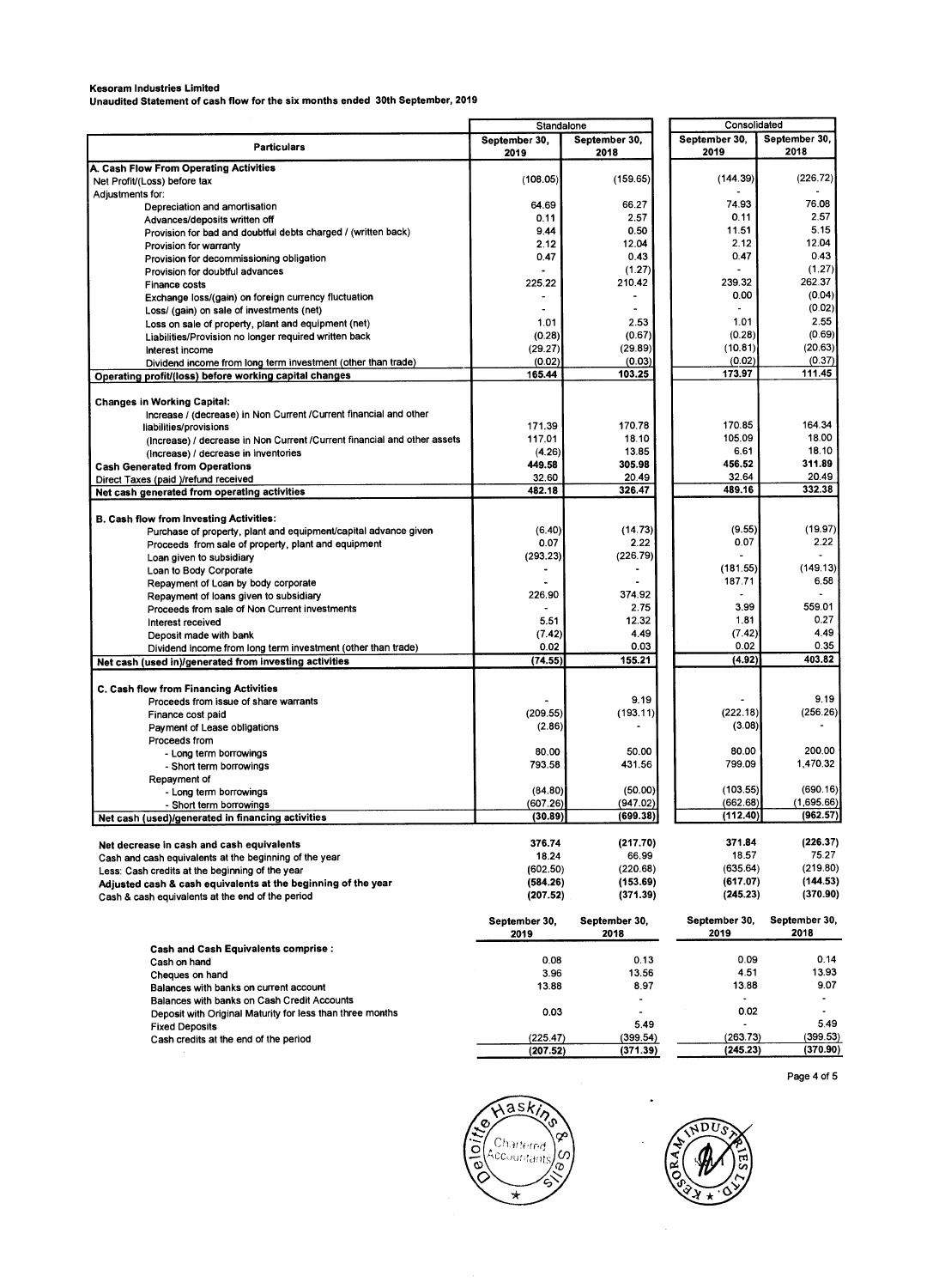**Kesoram Industries Limited**
**Unaudited Statement of cash flow for the six months ended 30th September, 2019**

| Particulars | Standalone | | Consolidated | |
|---|---|---|---|---|
| | September 30, 2019 | September 30, 2018 | September 30, 2019 | September 30, 2018 |
| **A. Cash Flow From Operating Activities** | | | | |
| Net Profit/(Loss) before tax | (108.05) | (159.65) | (144.39) | (226.72) |
| Adjustments for: | | | - | - |
| Depreciation and amortisation | 64.69 | 66.27 | 74.93 | 76.08 |
| Advances/deposits written off | 0.11 | 2.57 | 0.11 | 2.57 |
| Provision for bad and doubtful debts charged / (written back) | 9.44 | 0.50 | 11.51 | 5.15 |
| Provision for warranty | 2.12 | 12.04 | 2.12 | 12.04 |
| Provision for decommissioning obligation | 0.47 | 0.43 | 0.47 | 0.43 |
| Provision for doubtful advances | - | (1.27) | - | (1.27) |
| Finance costs | 225.22 | 210.42 | 239.32 | 262.37 |
| Exchange loss/(gain) on foreign currency fluctuation | - | - | 0.00 | (0.04) |
| Loss/ (gain) on sale of investments (net) | - | - | - | (0.02) |
| Loss on sale of property, plant and equipment (net) | 1.01 | 2.53 | 1.01 | 2.55 |
| Liabilities/Provision no longer required written back | (0.28) | (0.67) | (0.28) | (0.69) |
| Interest income | (29.27) | (29.89) | (10.81) | (20.63) |
| Dividend income from long term investment (other than trade) | (0.02) | (0.03) | (0.02) | (0.37) |
| **Operating profit/(loss) before working capital changes** | **165.44** | **103.25** | **173.97** | **111.45** |
| | | | | |
| **Changes in Working Capital:** | | | | |
| Increase / (decrease) in Non Current /Current financial and other liabilities/provisions | 171.39 | 170.78 | 170.85 | 164.34 |
| (Increase) / decrease in Non Current /Current financial and other assets | 117.01 | 18.10 | 105.09 | 18.00 |
| (Increase) / decrease in inventories | (4.26) | 13.85 | 6.61 | 18.10 |
| **Cash Generated from Operations** | **449.58** | **305.98** | **456.52** | **311.89** |
| Direct Taxes (paid )/refund received | 32.60 | 20.49 | 32.64 | 20.49 |
| **Net cash generated from operating activities** | **482.18** | **326.47** | **489.16** | **332.38** |
| | | | | |
| **B. Cash flow from Investing Activities:** | | | | |
| Purchase of property, plant and equipment/capital advance given | (6.40) | (14.73) | (9.55) | (19.97) |
| Proceeds from sale of property, plant and equipment | 0.07 | 2.22 | 0.07 | 2.22 |
| Loan given to subsidiary | (293.23) | (226.79) | - | - |
| Loan to Body Corporate | - | - | (181.55) | (149.13) |
| Repayment of Loan by body corporate | - | - | 187.71 | 6.58 |
| Repayment of loans given to subsidiary | 226.90 | 374.92 | - | - |
| Proceeds from sale of Non Current investments | - | 2.75 | 3.99 | 559.01 |
| Interest received | 5.51 | 12.32 | 1.81 | 0.27 |
| Deposit made with bank | (7.42) | 4.49 | (7.42) | 4.49 |
| Dividend income from long term investment (other than trade) | 0.02 | 0.03 | 0.02 | 0.35 |
| **Net cash (used in)/generated from investing activities** | **(74.55)** | **155.21** | **(4.92)** | **403.82** |
| | | | | |
| **C. Cash flow from Financing Activities** | | | | |
| Proceeds from issue of share warrants | - | 9.19 | - | 9.19 |
| Finance cost paid | (209.55) | (193.11) | (222.18) | (256.26) |
| Payment of Lease obligations | (2.86) | - | (3.08) | - |
| Proceeds from | | | | |
| - Long term borrowings | 80.00 | 50.00 | 80.00 | 200.00 |
| - Short term borrowings | 793.58 | 431.56 | 799.09 | 1,470.32 |
| Repayment of | | | | |
| - Long term borrowings | (84.80) | (50.00) | (103.55) | (690.16) |
| - Short term borrowings | (607.26) | (947.02) | (662.68) | (1,695.66) |
| **Net cash (used)/generated in financing activities** | **(30.89)** | **(699.38)** | **(112.40)** | **(962.57)** |
| | | | | |
| **Net decrease in cash and cash equivalents** | **376.74** | **(217.70)** | **371.84** | **(226.37)** |
| Cash and cash equivalents at the beginning of the year | 18.24 | 66.99 | 18.57 | 75.27 |
| Less: Cash credits at the beginning of the year | (602.50) | (220.68) | (635.64) | (219.80) |
| **Adjusted cash & cash equivalents at the beginning of the year** | **(584.26)** | **(153.69)** | **(617.07)** | **(144.53)** |
| Cash & cash equivalents at the end of the period | **(207.52)** | **(371.39)** | **(245.23)** | **(370.90)** |

| | September 30, 2019 | September 30, 2018 | September 30, 2019 | September 30, 2018 |
|---|---|---|---|---|
| **Cash and Cash Equivalents comprise :** | | | | |
| Cash on hand | 0.08 | 0.13 | 0.09 | 0.14 |
| Cheques on hand | 3.96 | 13.56 | 4.51 | 13.93 |
| Balances with banks on current account | 13.88 | 8.97 | 13.88 | 9.07 |
| Balances with banks on Cash Credit Accounts | | - | - | - |
| Deposit with Original Maturity for less than three months | 0.03 | - | 0.02 | - |
| Fixed Deposits | | 5.49 | - | 5.49 |
| Cash credits at the end of the period | (225.47) | (399.54) | (263.73) | (399.53) |
| | (207.52) | (371.39) | (245.23) | (370.90) |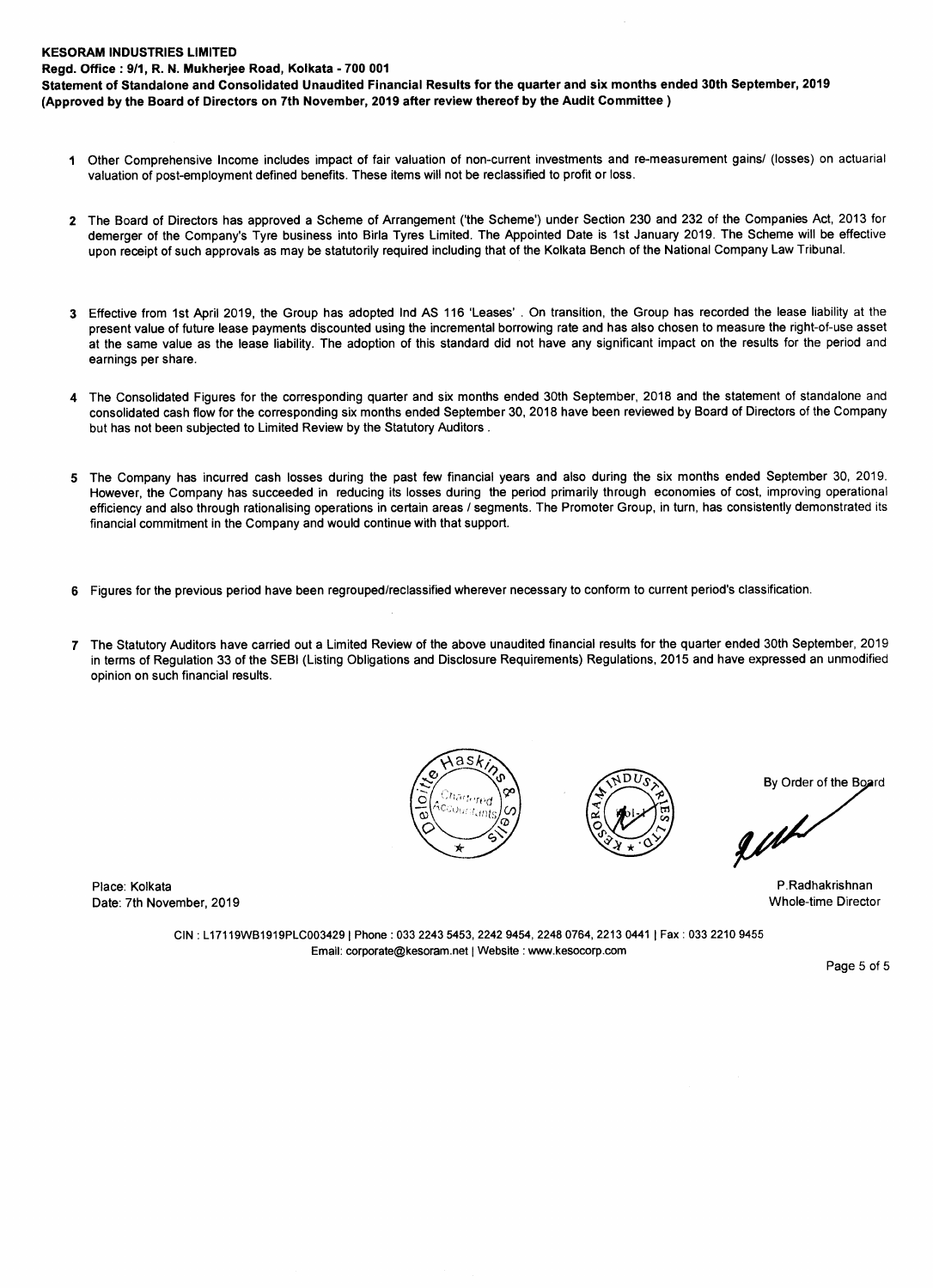**KESORAM INDUSTRIES LIMITED**

**Regd. Office : 9/1, R. N. Mukherjee Road, Kolkata - 700 001**

**Statement of Standalone and Consolidated Unaudited Financial Results for the quarter and six months ended 30th September, 2019**
**(Approved by the Board of Directors on 7th November, 2019 after review thereof by the Audit Committee )**

1. Other Comprehensive Income includes impact of fair valuation of non-current investments and re-measurement gains/ (losses) on actuarial valuation of post-employment defined benefits. These items will not be reclassified to profit or loss.

2. The Board of Directors has approved a Scheme of Arrangement ('the Scheme') under Section 230 and 232 of the Companies Act, 2013 for demerger of the Company's Tyre business into Birla Tyres Limited. The Appointed Date is 1st January 2019. The Scheme will be effective upon receipt of such approvals as may be statutorily required including that of the Kolkata Bench of the National Company Law Tribunal.

3. Effective from 1st April 2019, the Group has adopted Ind AS 116 'Leases' . On transition, the Group has recorded the lease liability at the present value of future lease payments discounted using the incremental borrowing rate and has also chosen to measure the right-of-use asset at the same value as the lease liability. The adoption of this standard did not have any significant impact on the results for the period and earnings per share.

4. The Consolidated Figures for the corresponding quarter and six months ended 30th September, 2018 and the statement of standalone and consolidated cash flow for the corresponding six months ended September 30, 2018 have been reviewed by Board of Directors of the Company but has not been subjected to Limited Review by the Statutory Auditors .

5. The Company has incurred cash losses during the past few financial years and also during the six months ended September 30, 2019. However, the Company has succeeded in reducing its losses during the period primarily through economies of cost, improving operational efficiency and also through rationalising operations in certain areas / segments. The Promoter Group, in turn, has consistently demonstrated its financial commitment in the Company and would continue with that support.

6. Figures for the previous period have been regrouped/reclassified wherever necessary to conform to current period's classification.

7. The Statutory Auditors have carried out a Limited Review of the above unaudited financial results for the quarter ended 30th September, 2019 in terms of Regulation 33 of the SEBI (Listing Obligations and Disclosure Requirements) Regulations, 2015 and have expressed an unmodified opinion on such financial results.

By Order of the Board

P.Radhakrishnan
Whole-time Director

Place: Kolkata
Date: 7th November, 2019

CIN : L17119WB1919PLC003429 | Phone : 033 2243 5453, 2242 9454, 2248 0764, 2213 0441 | Fax : 033 2210 9455
Email: corporate@kesoram.net | Website : www.kesocorp.com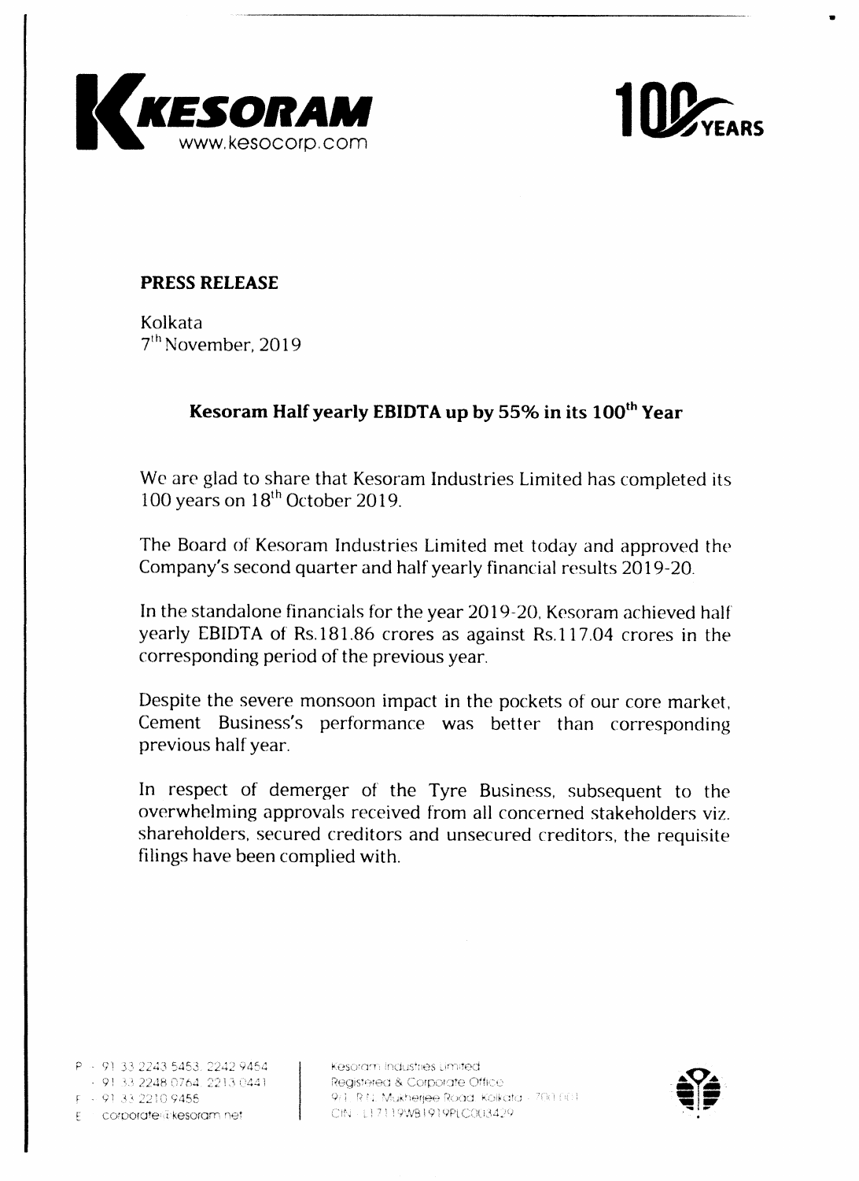KESORAM
www.kesocorp.com

100 YEARS

**PRESS RELEASE**

Kolkata
7th November, 2019

## Kesoram Half yearly EBIDTA up by 55% in its 100th Year

We are glad to share that Kesoram Industries Limited has completed its 100 years on 18th October 2019.

The Board of Kesoram Industries Limited met today and approved the Company's second quarter and half yearly financial results 2019-20.

In the standalone financials for the year 2019-20, Kesoram achieved half yearly EBIDTA of Rs.181.86 crores as against Rs.117.04 crores in the corresponding period of the previous year.

Despite the severe monsoon impact in the pockets of our core market, Cement Business's performance was better than corresponding previous half year.

In respect of demerger of the Tyre Business, subsequent to the overwhelming approvals received from all concerned stakeholders viz. shareholders, secured creditors and unsecured creditors, the requisite filings have been complied with.

P - 91 33 2243 5453, 2242 9454
- 91 33 2248 0764, 2213 0441
F - 91 33 2210 9455
E corporate@kesoram.net

Kesoram Industries Limited
Registered & Corporate Office
9/1 R.N. Mukherjee Road, Kolkata - 700 001
CIN - L17119WB1919PLC003429